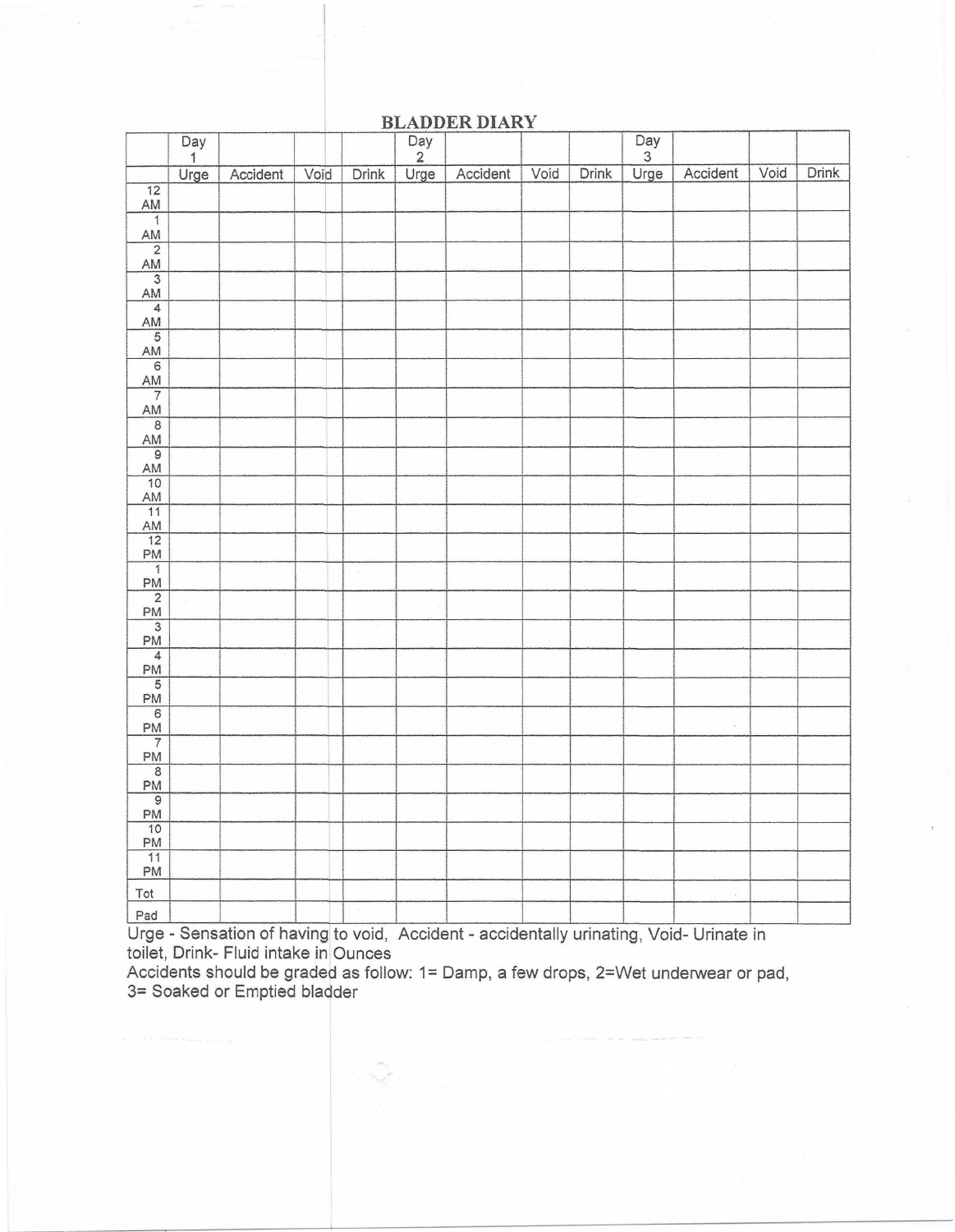# BLADDER DIARY

| | Day 1 | | | | Day 2 | | | | Day 3 | | | |
|---|---|---|---|---|---|---|---|---|---|---|---|---|
| | Urge | Accident | Void | Drink | Urge | Accident | Void | Drink | Urge | Accident | Void | Drink |
| 12 AM | | | | | | | | | | | | |
| 1 AM | | | | | | | | | | | | |
| 2 AM | | | | | | | | | | | | |
| 3 AM | | | | | | | | | | | | |
| 4 AM | | | | | | | | | | | | |
| 5 AM | | | | | | | | | | | | |
| 6 AM | | | | | | | | | | | | |
| 7 AM | | | | | | | | | | | | |
| 8 AM | | | | | | | | | | | | |
| 9 AM | | | | | | | | | | | | |
| 10 AM | | | | | | | | | | | | |
| 11 AM | | | | | | | | | | | | |
| 12 PM | | | | | | | | | | | | |
| 1 PM | | | | | | | | | | | | |
| 2 PM | | | | | | | | | | | | |
| 3 PM | | | | | | | | | | | | |
| 4 PM | | | | | | | | | | | | |
| 5 PM | | | | | | | | | | | | |
| 6 PM | | | | | | | | | | | | |
| 7 PM | | | | | | | | | | | | |
| 8 PM | | | | | | | | | | | | |
| 9 PM | | | | | | | | | | | | |
| 10 PM | | | | | | | | | | | | |
| 11 PM | | | | | | | | | | | | |
| Tot | | | | | | | | | | | | |
| Pad | | | | | | | | | | | | |

Urge - Sensation of having to void, Accident - accidentally urinating, Void- Urinate in toilet, Drink- Fluid intake in Ounces

Accidents should be graded as follow: 1= Damp, a few drops, 2=Wet underwear or pad, 3= Soaked or Emptied bladder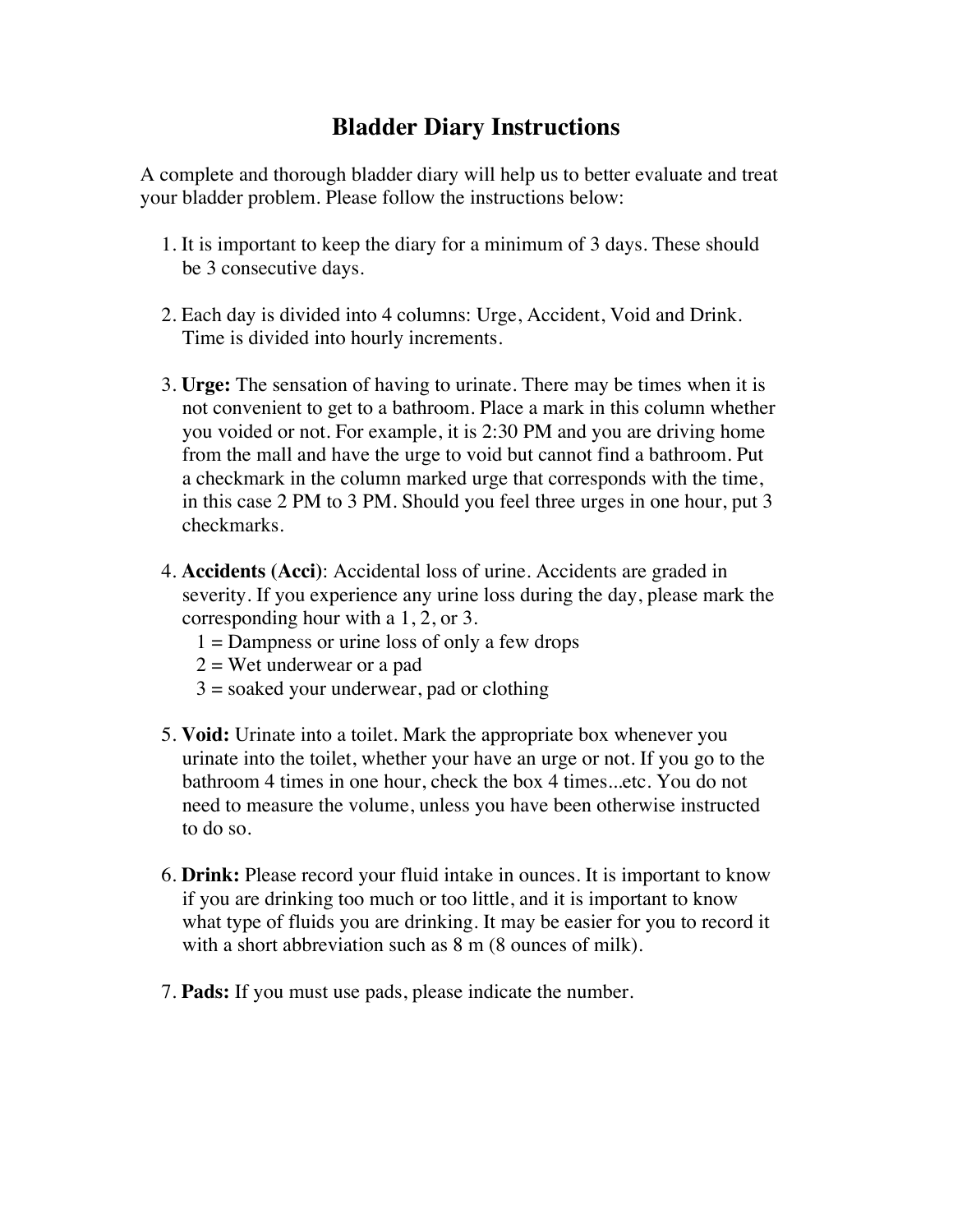# Bladder Diary Instructions

A complete and thorough bladder diary will help us to better evaluate and treat your bladder problem. Please follow the instructions below:

1. It is important to keep the diary for a minimum of 3 days. These should be 3 consecutive days.

2. Each day is divided into 4 columns: Urge, Accident, Void and Drink. Time is divided into hourly increments.

3. **Urge:** The sensation of having to urinate. There may be times when it is not convenient to get to a bathroom. Place a mark in this column whether you voided or not. For example, it is 2:30 PM and you are driving home from the mall and have the urge to void but cannot find a bathroom. Put a checkmark in the column marked urge that corresponds with the time, in this case 2 PM to 3 PM. Should you feel three urges in one hour, put 3 checkmarks.

4. **Accidents (Acci)**: Accidental loss of urine. Accidents are graded in severity. If you experience any urine loss during the day, please mark the corresponding hour with a 1, 2, or 3.
   - 1 = Dampness or urine loss of only a few drops
   - 2 = Wet underwear or a pad
   - 3 = soaked your underwear, pad or clothing

5. **Void:** Urinate into a toilet. Mark the appropriate box whenever you urinate into the toilet, whether your have an urge or not. If you go to the bathroom 4 times in one hour, check the box 4 times...etc. You do not need to measure the volume, unless you have been otherwise instructed to do so.

6. **Drink:** Please record your fluid intake in ounces. It is important to know if you are drinking too much or too little, and it is important to know what type of fluids you are drinking. It may be easier for you to record it with a short abbreviation such as 8 m (8 ounces of milk).

7. **Pads:** If you must use pads, please indicate the number.